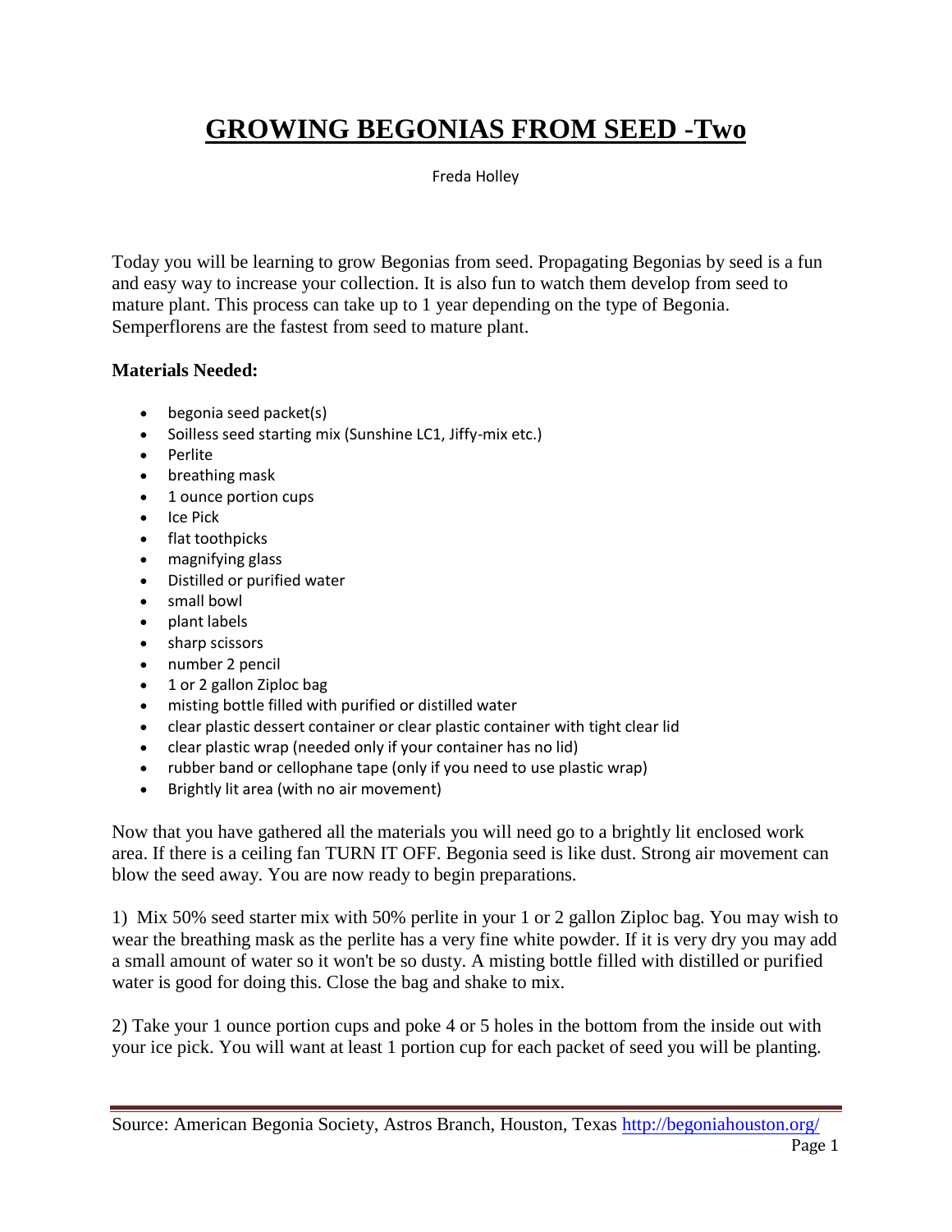# GROWING BEGONIAS FROM SEED -Two

Freda Holley

Today you will be learning to grow Begonias from seed. Propagating Begonias by seed is a fun and easy way to increase your collection. It is also fun to watch them develop from seed to mature plant. This process can take up to 1 year depending on the type of Begonia. Semperflorens are the fastest from seed to mature plant.

**Materials Needed:**

- begonia seed packet(s)
- Soilless seed starting mix (Sunshine LC1, Jiffy-mix etc.)
- Perlite
- breathing mask
- 1 ounce portion cups
- Ice Pick
- flat toothpicks
- magnifying glass
- Distilled or purified water
- small bowl
- plant labels
- sharp scissors
- number 2 pencil
- 1 or 2 gallon Ziploc bag
- misting bottle filled with purified or distilled water
- clear plastic dessert container or clear plastic container with tight clear lid
- clear plastic wrap (needed only if your container has no lid)
- rubber band or cellophane tape (only if you need to use plastic wrap)
- Brightly lit area (with no air movement)

Now that you have gathered all the materials you will need go to a brightly lit enclosed work area. If there is a ceiling fan TURN IT OFF. Begonia seed is like dust. Strong air movement can blow the seed away. You are now ready to begin preparations.

1) Mix 50% seed starter mix with 50% perlite in your 1 or 2 gallon Ziploc bag. You may wish to wear the breathing mask as the perlite has a very fine white powder. If it is very dry you may add a small amount of water so it won't be so dusty. A misting bottle filled with distilled or purified water is good for doing this. Close the bag and shake to mix.

2) Take your 1 ounce portion cups and poke 4 or 5 holes in the bottom from the inside out with your ice pick. You will want at least 1 portion cup for each packet of seed you will be planting.

Source: American Begonia Society, Astros Branch, Houston, Texas http://begoniahouston.org/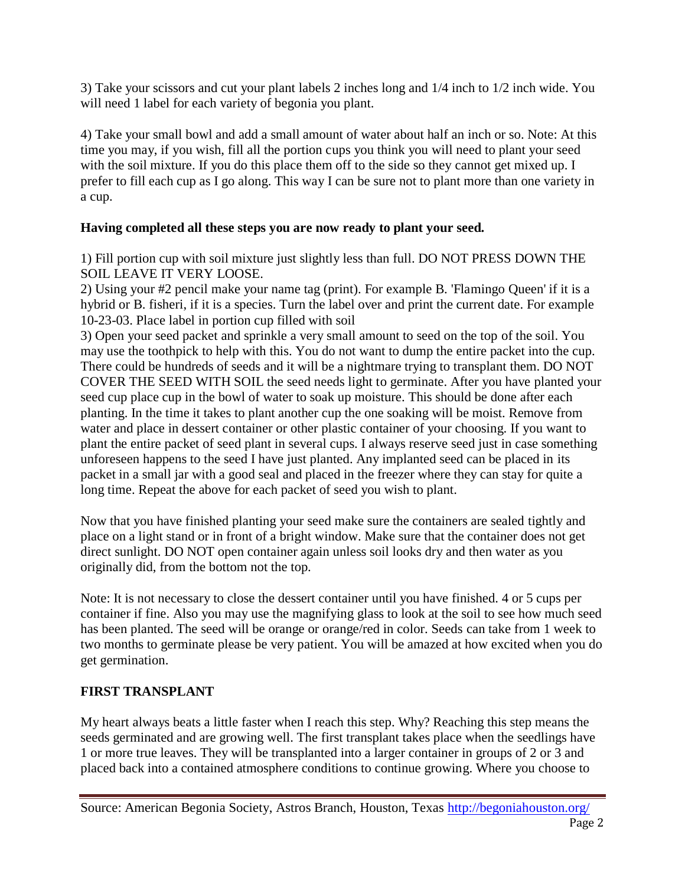3) Take your scissors and cut your plant labels 2 inches long and 1/4 inch to 1/2 inch wide. You will need 1 label for each variety of begonia you plant.

4) Take your small bowl and add a small amount of water about half an inch or so. Note: At this time you may, if you wish, fill all the portion cups you think you will need to plant your seed with the soil mixture. If you do this place them off to the side so they cannot get mixed up. I prefer to fill each cup as I go along. This way I can be sure not to plant more than one variety in a cup.

**Having completed all these steps you are now ready to plant your seed.**

1) Fill portion cup with soil mixture just slightly less than full. DO NOT PRESS DOWN THE SOIL LEAVE IT VERY LOOSE.
2) Using your #2 pencil make your name tag (print). For example B. 'Flamingo Queen' if it is a hybrid or B. fisheri, if it is a species. Turn the label over and print the current date. For example 10-23-03. Place label in portion cup filled with soil
3) Open your seed packet and sprinkle a very small amount to seed on the top of the soil. You may use the toothpick to help with this. You do not want to dump the entire packet into the cup. There could be hundreds of seeds and it will be a nightmare trying to transplant them. DO NOT COVER THE SEED WITH SOIL the seed needs light to germinate. After you have planted your seed cup place cup in the bowl of water to soak up moisture. This should be done after each planting. In the time it takes to plant another cup the one soaking will be moist. Remove from water and place in dessert container or other plastic container of your choosing. If you want to plant the entire packet of seed plant in several cups. I always reserve seed just in case something unforeseen happens to the seed I have just planted. Any implanted seed can be placed in its packet in a small jar with a good seal and placed in the freezer where they can stay for quite a long time. Repeat the above for each packet of seed you wish to plant.

Now that you have finished planting your seed make sure the containers are sealed tightly and place on a light stand or in front of a bright window. Make sure that the container does not get direct sunlight. DO NOT open container again unless soil looks dry and then water as you originally did, from the bottom not the top.

Note: It is not necessary to close the dessert container until you have finished. 4 or 5 cups per container if fine. Also you may use the magnifying glass to look at the soil to see how much seed has been planted. The seed will be orange or orange/red in color. Seeds can take from 1 week to two months to germinate please be very patient. You will be amazed at how excited when you do get germination.

## FIRST TRANSPLANT

My heart always beats a little faster when I reach this step. Why? Reaching this step means the seeds germinated and are growing well. The first transplant takes place when the seedlings have 1 or more true leaves. They will be transplanted into a larger container in groups of 2 or 3 and placed back into a contained atmosphere conditions to continue growing. Where you choose to

Source: American Begonia Society, Astros Branch, Houston, Texas http://begoniahouston.org/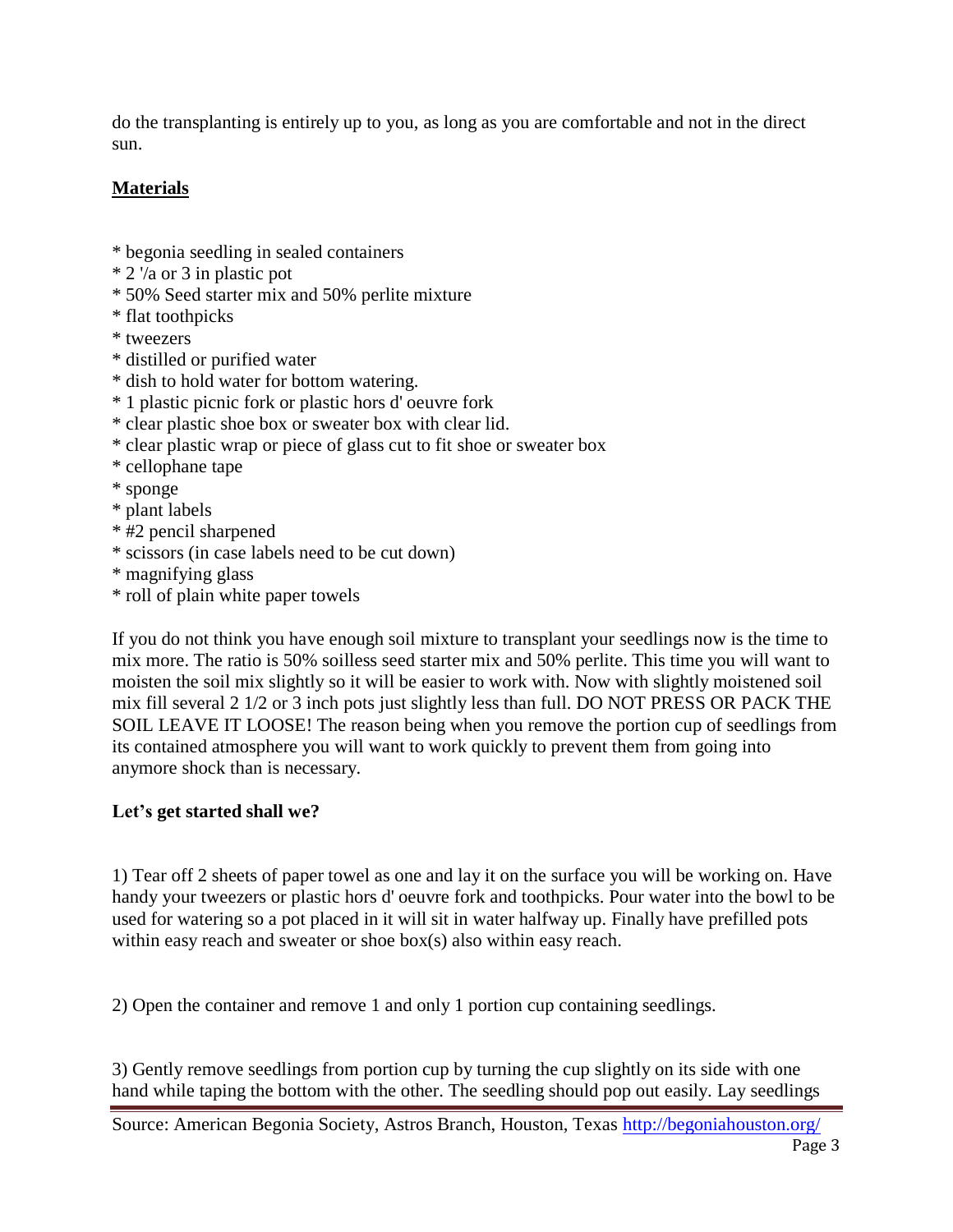do the transplanting is entirely up to you, as long as you are comfortable and not in the direct sun.

**Materials**

* begonia seedling in sealed containers
* 2 '/a or 3 in plastic pot
* 50% Seed starter mix and 50% perlite mixture
* flat toothpicks
* tweezers
* distilled or purified water
* dish to hold water for bottom watering.
* 1 plastic picnic fork or plastic hors d' oeuvre fork
* clear plastic shoe box or sweater box with clear lid.
* clear plastic wrap or piece of glass cut to fit shoe or sweater box
* cellophane tape
* sponge
* plant labels
* #2 pencil sharpened
* scissors (in case labels need to be cut down)
* magnifying glass
* roll of plain white paper towels

If you do not think you have enough soil mixture to transplant your seedlings now is the time to mix more. The ratio is 50% soilless seed starter mix and 50% perlite. This time you will want to moisten the soil mix slightly so it will be easier to work with. Now with slightly moistened soil mix fill several 2 1/2 or 3 inch pots just slightly less than full. DO NOT PRESS OR PACK THE SOIL LEAVE IT LOOSE! The reason being when you remove the portion cup of seedlings from its contained atmosphere you will want to work quickly to prevent them from going into anymore shock than is necessary.

**Let's get started shall we?**

1) Tear off 2 sheets of paper towel as one and lay it on the surface you will be working on. Have handy your tweezers or plastic hors d' oeuvre fork and toothpicks. Pour water into the bowl to be used for watering so a pot placed in it will sit in water halfway up. Finally have prefilled pots within easy reach and sweater or shoe box(s) also within easy reach.

2) Open the container and remove 1 and only 1 portion cup containing seedlings.

3) Gently remove seedlings from portion cup by turning the cup slightly on its side with one hand while taping the bottom with the other. The seedling should pop out easily. Lay seedlings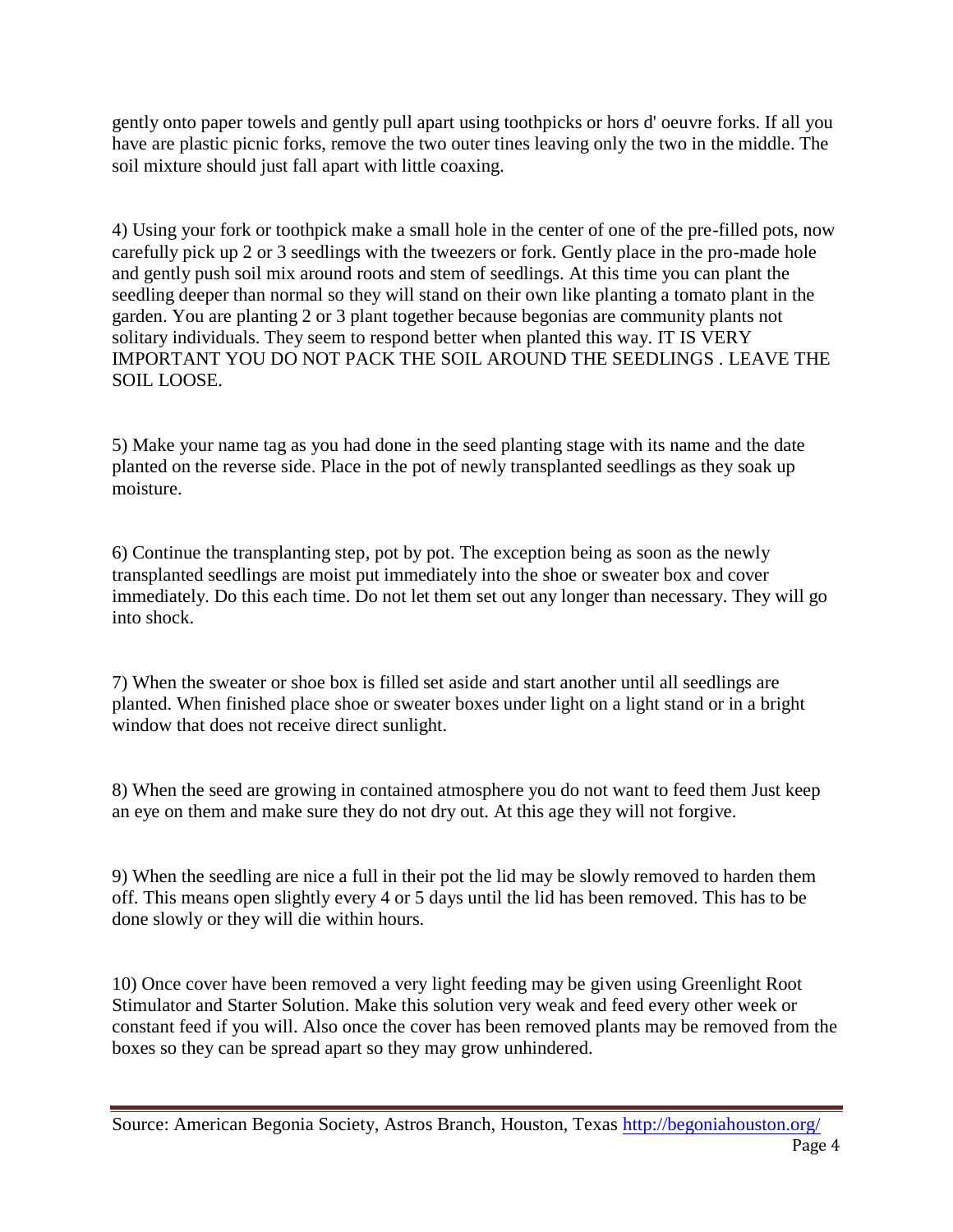gently onto paper towels and gently pull apart using toothpicks or hors d' oeuvre forks. If all you have are plastic picnic forks, remove the two outer tines leaving only the two in the middle. The soil mixture should just fall apart with little coaxing.

4) Using your fork or toothpick make a small hole in the center of one of the pre-filled pots, now carefully pick up 2 or 3 seedlings with the tweezers or fork. Gently place in the pro-made hole and gently push soil mix around roots and stem of seedlings. At this time you can plant the seedling deeper than normal so they will stand on their own like planting a tomato plant in the garden. You are planting 2 or 3 plant together because begonias are community plants not solitary individuals. They seem to respond better when planted this way. IT IS VERY IMPORTANT YOU DO NOT PACK THE SOIL AROUND THE SEEDLINGS . LEAVE THE SOIL LOOSE.

5) Make your name tag as you had done in the seed planting stage with its name and the date planted on the reverse side. Place in the pot of newly transplanted seedlings as they soak up moisture.

6) Continue the transplanting step, pot by pot. The exception being as soon as the newly transplanted seedlings are moist put immediately into the shoe or sweater box and cover immediately. Do this each time. Do not let them set out any longer than necessary. They will go into shock.

7) When the sweater or shoe box is filled set aside and start another until all seedlings are planted. When finished place shoe or sweater boxes under light on a light stand or in a bright window that does not receive direct sunlight.

8) When the seed are growing in contained atmosphere you do not want to feed them Just keep an eye on them and make sure they do not dry out. At this age they will not forgive.

9) When the seedling are nice a full in their pot the lid may be slowly removed to harden them off. This means open slightly every 4 or 5 days until the lid has been removed. This has to be done slowly or they will die within hours.

10) Once cover have been removed a very light feeding may be given using Greenlight Root Stimulator and Starter Solution. Make this solution very weak and feed every other week or constant feed if you will. Also once the cover has been removed plants may be removed from the boxes so they can be spread apart so they may grow unhindered.

Source: American Begonia Society, Astros Branch, Houston, Texas http://begoniahouston.org/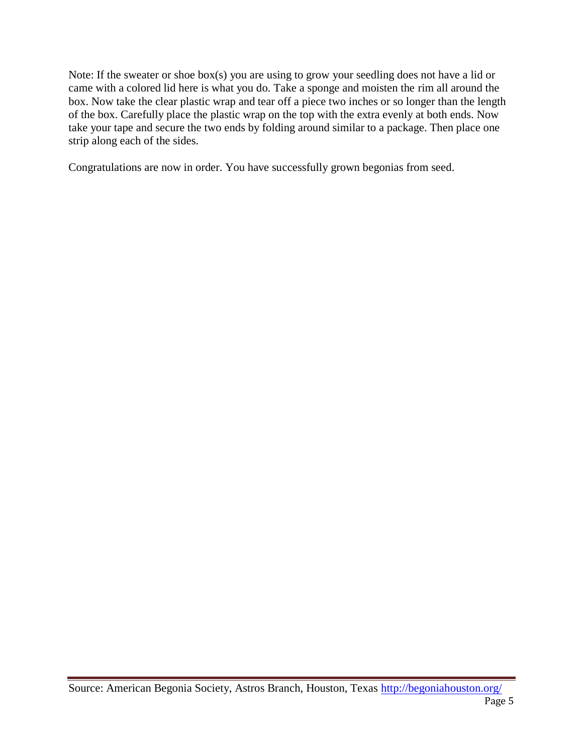Note: If the sweater or shoe box(s) you are using to grow your seedling does not have a lid or came with a colored lid here is what you do. Take a sponge and moisten the rim all around the box. Now take the clear plastic wrap and tear off a piece two inches or so longer than the length of the box. Carefully place the plastic wrap on the top with the extra evenly at both ends. Now take your tape and secure the two ends by folding around similar to a package. Then place one strip along each of the sides.

Congratulations are now in order. You have successfully grown begonias from seed.